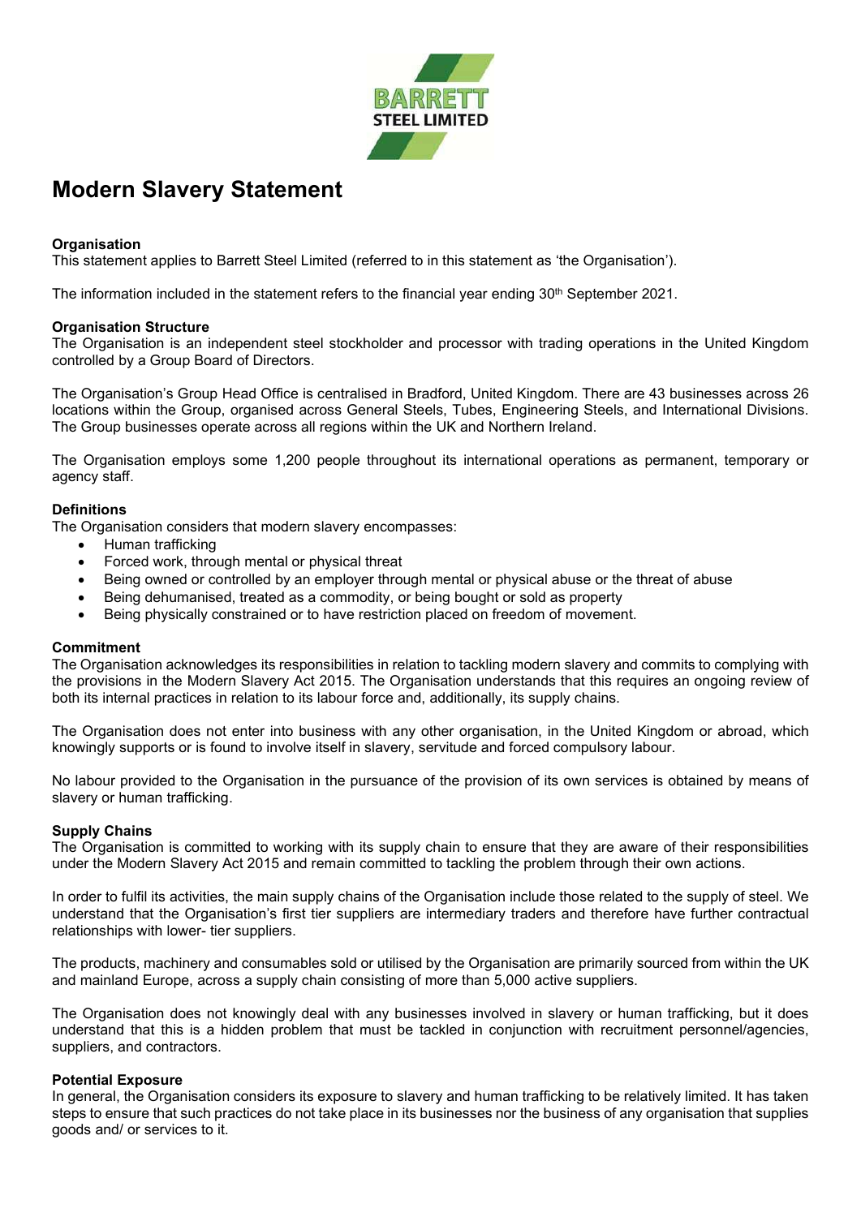# Modern Slavery Statement

### Organisation

This statement applies to Barrett Steel Limited (referred to in this statement as 'the Organisation').

The information included in the statement refers to the financial year ending 30th September 2021.

### Organisation Structure

The Organisation is an independent steel stockholder and processor with trading operations in the United Kingdom controlled by a Group Board of Directors.

The Organisation's Group Head Office is centralised in Bradford, United Kingdom. There are 43 businesses across 26 locations within the Group, organised across General Steels, Tubes, Engineering Steels, and International Divisions. The Group businesses operate across all regions within the UK and Northern Ireland.

The Organisation employs some 1,200 people throughout its international operations as permanent, temporary or agency staff.

### Definitions

The Organisation considers that modern slavery encompasses:

- Human trafficking
- Forced work, through mental or physical threat
- Being owned or controlled by an employer through mental or physical abuse or the threat of abuse
- Being dehumanised, treated as a commodity, or being bought or sold as property
- Being physically constrained or to have restriction placed on freedom of movement.

### Commitment

The Organisation acknowledges its responsibilities in relation to tackling modern slavery and commits to complying with the provisions in the Modern Slavery Act 2015. The Organisation understands that this requires an ongoing review of both its internal practices in relation to its labour force and, additionally, its supply chains.

The Organisation does not enter into business with any other organisation, in the United Kingdom or abroad, which knowingly supports or is found to involve itself in slavery, servitude and forced compulsory labour.

No labour provided to the Organisation in the pursuance of the provision of its own services is obtained by means of slavery or human trafficking.

### Supply Chains

The Organisation is committed to working with its supply chain to ensure that they are aware of their responsibilities under the Modern Slavery Act 2015 and remain committed to tackling the problem through their own actions.

In order to fulfil its activities, the main supply chains of the Organisation include those related to the supply of steel. We understand that the Organisation's first tier suppliers are intermediary traders and therefore have further contractual relationships with lower- tier suppliers.

The products, machinery and consumables sold or utilised by the Organisation are primarily sourced from within the UK and mainland Europe, across a supply chain consisting of more than 5,000 active suppliers.

The Organisation does not knowingly deal with any businesses involved in slavery or human trafficking, but it does understand that this is a hidden problem that must be tackled in conjunction with recruitment personnel/agencies, suppliers, and contractors.

### Potential Exposure

In general, the Organisation considers its exposure to slavery and human trafficking to be relatively limited. It has taken steps to ensure that such practices do not take place in its businesses nor the business of any organisation that supplies goods and/ or services to it.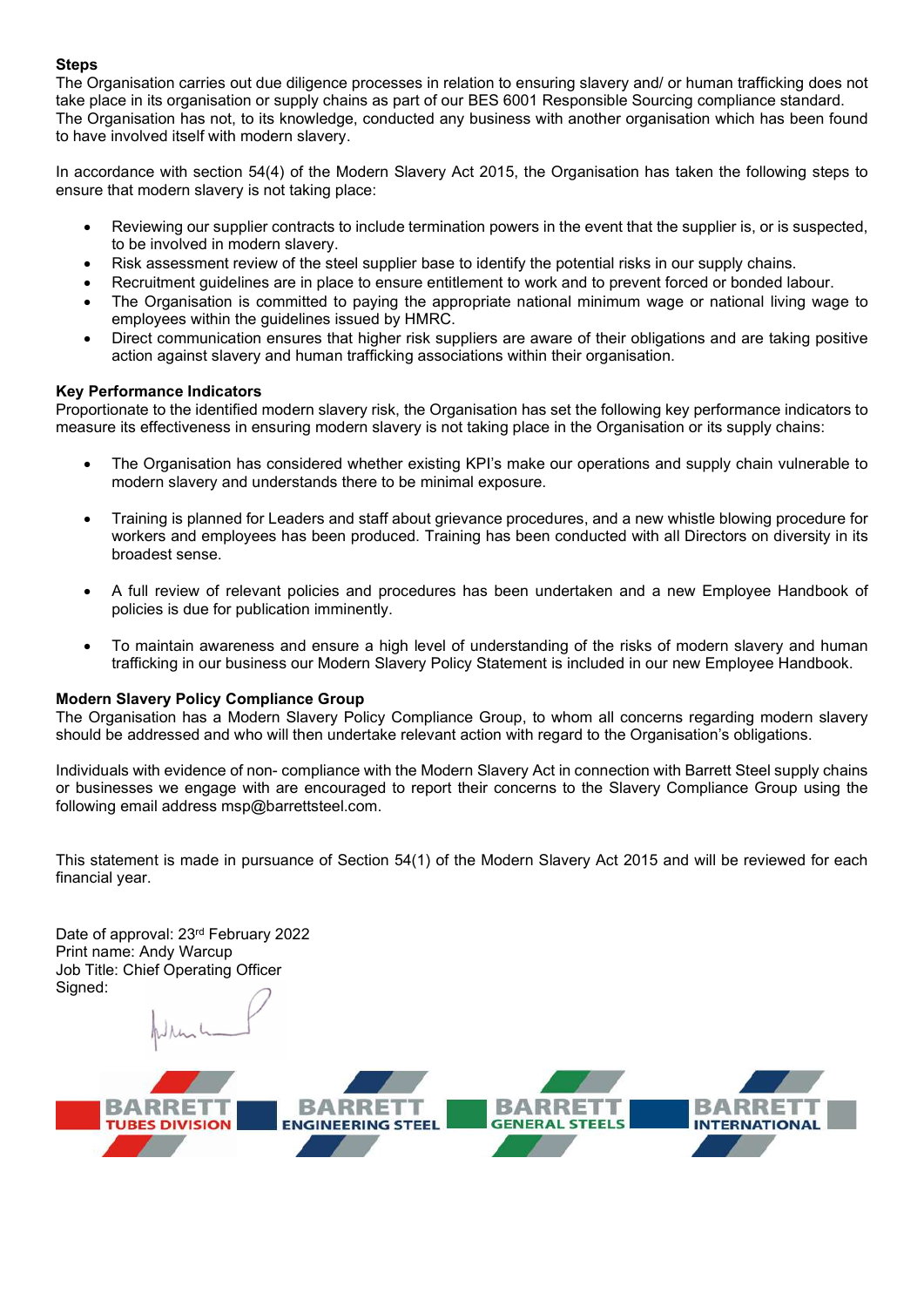**Steps**

The Organisation carries out due diligence processes in relation to ensuring slavery and/ or human trafficking does not take place in its organisation or supply chains as part of our BES 6001 Responsible Sourcing compliance standard. The Organisation has not, to its knowledge, conducted any business with another organisation which has been found to have involved itself with modern slavery.

In accordance with section 54(4) of the Modern Slavery Act 2015, the Organisation has taken the following steps to ensure that modern slavery is not taking place:

- Reviewing our supplier contracts to include termination powers in the event that the supplier is, or is suspected, to be involved in modern slavery.
- Risk assessment review of the steel supplier base to identify the potential risks in our supply chains.
- Recruitment guidelines are in place to ensure entitlement to work and to prevent forced or bonded labour.
- The Organisation is committed to paying the appropriate national minimum wage or national living wage to employees within the guidelines issued by HMRC.
- Direct communication ensures that higher risk suppliers are aware of their obligations and are taking positive action against slavery and human trafficking associations within their organisation.

**Key Performance Indicators**

Proportionate to the identified modern slavery risk, the Organisation has set the following key performance indicators to measure its effectiveness in ensuring modern slavery is not taking place in the Organisation or its supply chains:

- The Organisation has considered whether existing KPI's make our operations and supply chain vulnerable to modern slavery and understands there to be minimal exposure.

- Training is planned for Leaders and staff about grievance procedures, and a new whistle blowing procedure for workers and employees has been produced. Training has been conducted with all Directors on diversity in its broadest sense.

- A full review of relevant policies and procedures has been undertaken and a new Employee Handbook of policies is due for publication imminently.

- To maintain awareness and ensure a high level of understanding of the risks of modern slavery and human trafficking in our business our Modern Slavery Policy Statement is included in our new Employee Handbook.

**Modern Slavery Policy Compliance Group**

The Organisation has a Modern Slavery Policy Compliance Group, to whom all concerns regarding modern slavery should be addressed and who will then undertake relevant action with regard to the Organisation's obligations.

Individuals with evidence of non- compliance with the Modern Slavery Act in connection with Barrett Steel supply chains or businesses we engage with are encouraged to report their concerns to the Slavery Compliance Group using the following email address msp@barrettsteel.com.

This statement is made in pursuance of Section 54(1) of the Modern Slavery Act 2015 and will be reviewed for each financial year.

Date of approval: 23rd February 2022
Print name: Andy Warcup
Job Title: Chief Operating Officer
Signed:

BARRETT TUBES DIVISION | BARRETT ENGINEERING STEEL | BARRETT GENERAL STEELS | BARRETT INTERNATIONAL